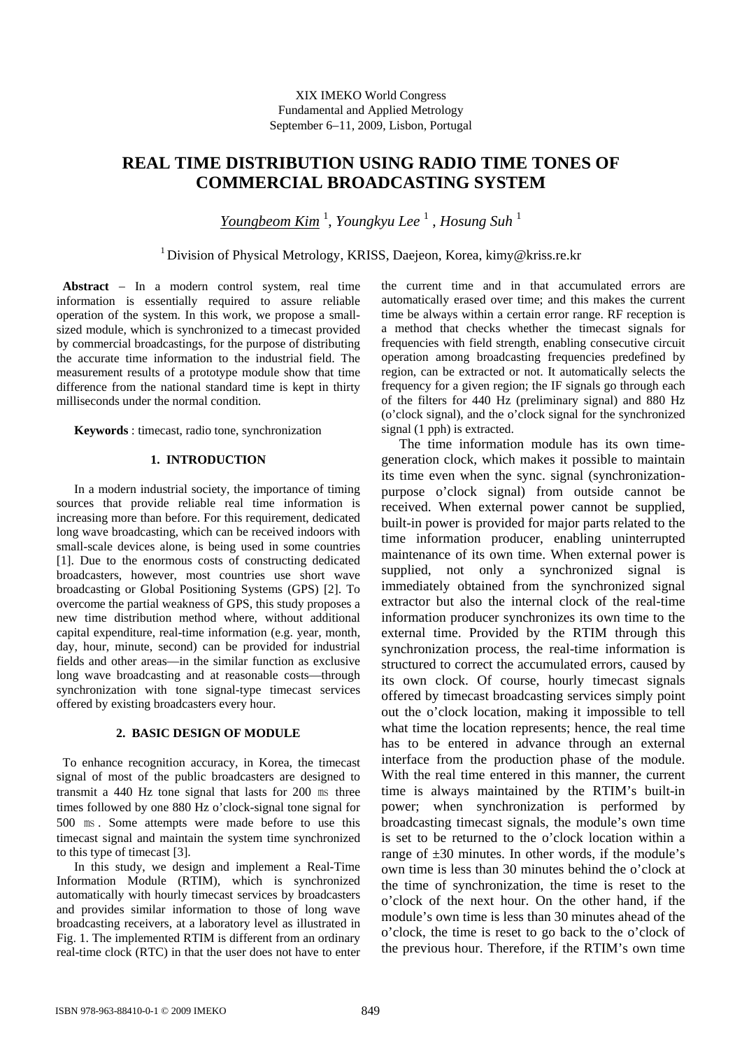XIX IMEKO World Congress
Fundamental and Applied Metrology
September 6−11, 2009, Lisbon, Portugal

# REAL TIME DISTRIBUTION USING RADIO TIME TONES OF COMMERCIAL BROADCASTING SYSTEM

*Youngbeom Kim* [1], *Youngkyu Lee* [1], *Hosung Suh* [1]

[1] Division of Physical Metrology, KRISS, Daejeon, Korea, kimy@kriss.re.kr

**Abstract** − In a modern control system, real time information is essentially required to assure reliable operation of the system. In this work, we propose a small-sized module, which is synchronized to a timecast provided by commercial broadcastings, for the purpose of distributing the accurate time information to the industrial field. The measurement results of a prototype module show that time difference from the national standard time is kept in thirty milliseconds under the normal condition.

**Keywords** : timecast, radio tone, synchronization

## 1. INTRODUCTION

In a modern industrial society, the importance of timing sources that provide reliable real time information is increasing more than before. For this requirement, dedicated long wave broadcasting, which can be received indoors with small-scale devices alone, is being used in some countries [1]. Due to the enormous costs of constructing dedicated broadcasters, however, most countries use short wave broadcasting or Global Positioning Systems (GPS) [2]. To overcome the partial weakness of GPS, this study proposes a new time distribution method where, without additional capital expenditure, real-time information (e.g. year, month, day, hour, minute, second) can be provided for industrial fields and other areas—in the similar function as exclusive long wave broadcasting and at reasonable costs—through synchronization with tone signal-type timecast services offered by existing broadcasters every hour.

## 2. BASIC DESIGN OF MODULE

To enhance recognition accuracy, in Korea, the timecast signal of most of the public broadcasters are designed to transmit a 440 Hz tone signal that lasts for 200 ㎳ three times followed by one 880 Hz o'clock-signal tone signal for 500 ㎳. Some attempts were made before to use this timecast signal and maintain the system time synchronized to this type of timecast [3].

In this study, we design and implement a Real-Time Information Module (RTIM), which is synchronized automatically with hourly timecast services by broadcasters and provides similar information to those of long wave broadcasting receivers, at a laboratory level as illustrated in Fig. 1. The implemented RTIM is different from an ordinary real-time clock (RTC) in that the user does not have to enter the current time and in that accumulated errors are automatically erased over time; and this makes the current time be always within a certain error range. RF reception is a method that checks whether the timecast signals for frequencies with field strength, enabling consecutive circuit operation among broadcasting frequencies predefined by region, can be extracted or not. It automatically selects the frequency for a given region; the IF signals go through each of the filters for 440 Hz (preliminary signal) and 880 Hz (o'clock signal), and the o'clock signal for the synchronized signal (1 pph) is extracted.

The time information module has its own time-generation clock, which makes it possible to maintain its time even when the sync. signal (synchronization-purpose o'clock signal) from outside cannot be received. When external power cannot be supplied, built-in power is provided for major parts related to the time information producer, enabling uninterrupted maintenance of its own time. When external power is supplied, not only a synchronized signal is immediately obtained from the synchronized signal extractor but also the internal clock of the real-time information producer synchronizes its own time to the external time. Provided by the RTIM through this synchronization process, the real-time information is structured to correct the accumulated errors, caused by its own clock. Of course, hourly timecast signals offered by timecast broadcasting services simply point out the o'clock location, making it impossible to tell what time the location represents; hence, the real time has to be entered in advance through an external interface from the production phase of the module. With the real time entered in this manner, the current time is always maintained by the RTIM's built-in power; when synchronization is performed by broadcasting timecast signals, the module's own time is set to be returned to the o'clock location within a range of ±30 minutes. In other words, if the module's own time is less than 30 minutes behind the o'clock at the time of synchronization, the time is reset to the o'clock of the next hour. On the other hand, if the module's own time is less than 30 minutes ahead of the o'clock, the time is reset to go back to the o'clock of the previous hour. Therefore, if the RTIM's own time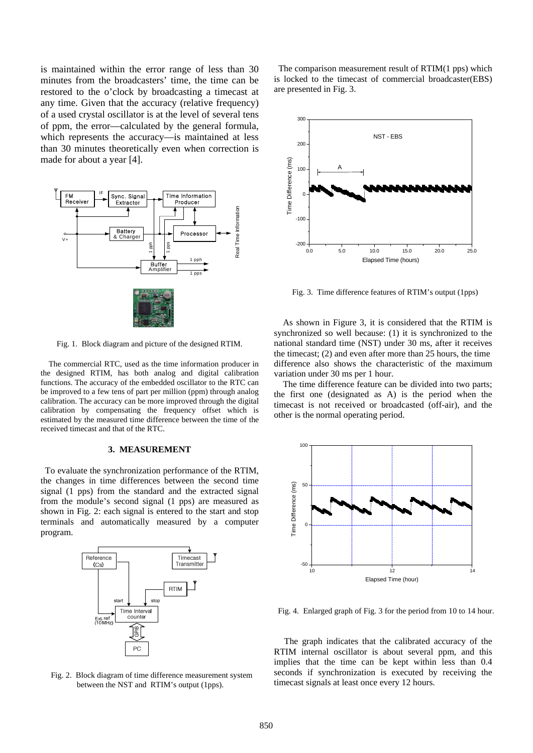is maintained within the error range of less than 30 minutes from the broadcasters' time, the time can be restored to the o'clock by broadcasting a timecast at any time. Given that the accuracy (relative frequency) of a used crystal oscillator is at the level of several tens of ppm, the error—calculated by the general formula, which represents the accuracy—is maintained at less than 30 minutes theoretically even when correction is made for about a year [4].

Fig. 1. Block diagram and picture of the designed RTIM.

The commercial RTC, used as the time information producer in the designed RTIM, has both analog and digital calibration functions. The accuracy of the embedded oscillator to the RTC can be improved to a few tens of part per million (ppm) through analog calibration. The accuracy can be more improved through the digital calibration by compensating the frequency offset which is estimated by the measured time difference between the time of the received timecast and that of the RTC.

### 3. MEASUREMENT

To evaluate the synchronization performance of the RTIM, the changes in time differences between the second time signal (1 pps) from the standard and the extracted signal from the module's second signal (1 pps) are measured as shown in Fig. 2: each signal is entered to the start and stop terminals and automatically measured by a computer program.

Fig. 2. Block diagram of time difference measurement system between the NST and RTIM's output (1pps).

The comparison measurement result of RTIM(1 pps) which is locked to the timecast of commercial broadcaster(EBS) are presented in Fig. 3.

Fig. 3. Time difference features of RTIM's output (1pps)

As shown in Figure 3, it is considered that the RTIM is synchronized so well because: (1) it is synchronized to the national standard time (NST) under 30 ms, after it receives the timecast; (2) and even after more than 25 hours, the time difference also shows the characteristic of the maximum variation under 30 ms per 1 hour.

The time difference feature can be divided into two parts; the first one (designated as A) is the period when the timecast is not received or broadcasted (off-air), and the other is the normal operating period.

Fig. 4. Enlarged graph of Fig. 3 for the period from 10 to 14 hour.

The graph indicates that the calibrated accuracy of the RTIM internal oscillator is about several ppm, and this implies that the time can be kept within less than 0.4 seconds if synchronization is executed by receiving the timecast signals at least once every 12 hours.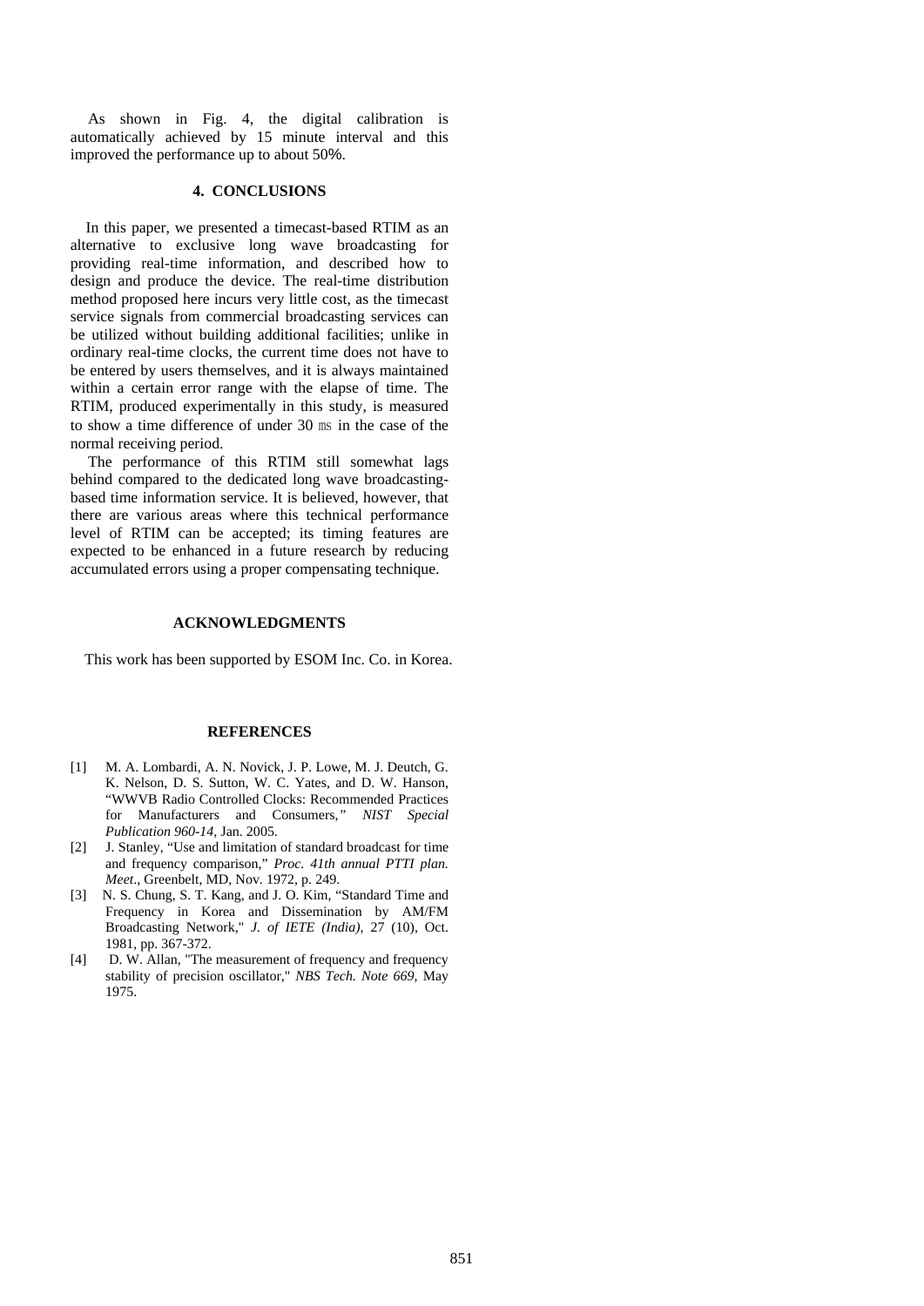As shown in Fig. 4, the digital calibration is automatically achieved by 15 minute interval and this improved the performance up to about 50%.

## 4. CONCLUSIONS

In this paper, we presented a timecast-based RTIM as an alternative to exclusive long wave broadcasting for providing real-time information, and described how to design and produce the device. The real-time distribution method proposed here incurs very little cost, as the timecast service signals from commercial broadcasting services can be utilized without building additional facilities; unlike in ordinary real-time clocks, the current time does not have to be entered by users themselves, and it is always maintained within a certain error range with the elapse of time. The RTIM, produced experimentally in this study, is measured to show a time difference of under 30 ㎳ in the case of the normal receiving period.

The performance of this RTIM still somewhat lags behind compared to the dedicated long wave broadcasting-based time information service. It is believed, however, that there are various areas where this technical performance level of RTIM can be accepted; its timing features are expected to be enhanced in a future research by reducing accumulated errors using a proper compensating technique.

## ACKNOWLEDGMENTS

This work has been supported by ESOM Inc. Co. in Korea.

## REFERENCES

[1] M. A. Lombardi, A. N. Novick, J. P. Lowe, M. J. Deutch, G. K. Nelson, D. S. Sutton, W. C. Yates, and D. W. Hanson, "WWVB Radio Controlled Clocks: Recommended Practices for Manufacturers and Consumers," *NIST Special Publication 960-14*, Jan. 2005.

[2] J. Stanley, "Use and limitation of standard broadcast for time and frequency comparison," *Proc. 41th annual PTTI plan. Meet*., Greenbelt, MD, Nov. 1972, p. 249.

[3] N. S. Chung, S. T. Kang, and J. O. Kim, "Standard Time and Frequency in Korea and Dissemination by AM/FM Broadcasting Network," *J. of IETE (India),* 27 (10), Oct. 1981, pp. 367-372.

[4] D. W. Allan, "The measurement of frequency and frequency stability of precision oscillator," *NBS Tech. Note 669,* May 1975.